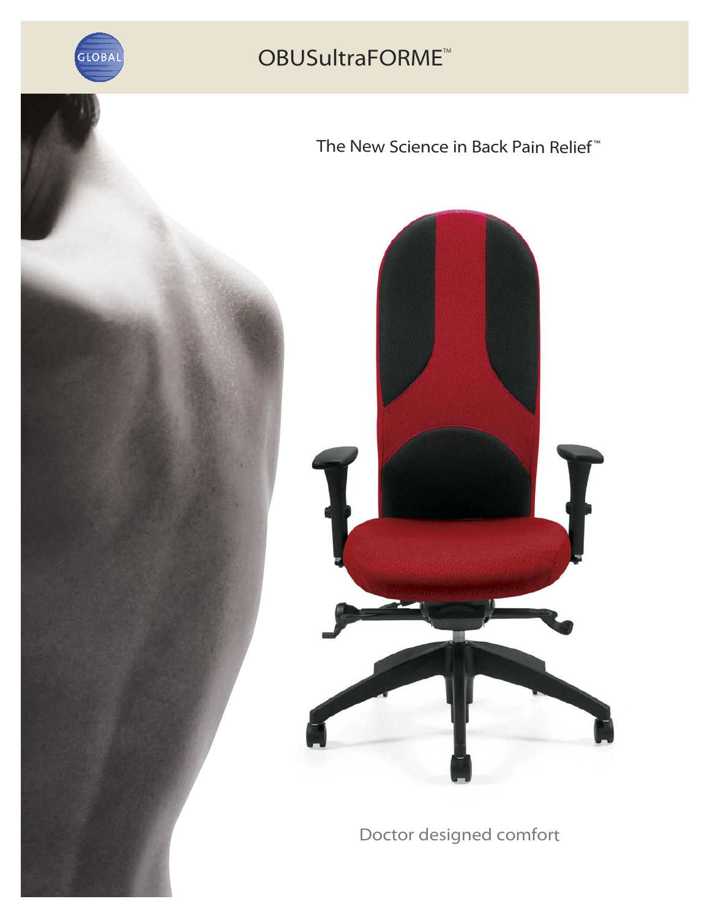# OBUSultraFORME™

The New Science in Back Pain Relief™

Doctor designed comfort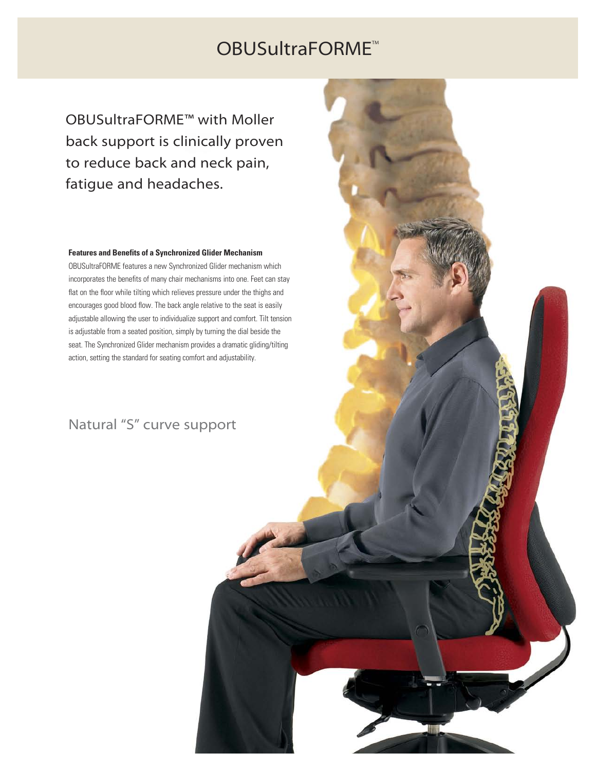# OBUSultraFORME™

## OBUSultraFORME™ with Moller back support is clinically proven to reduce back and neck pain, fatigue and headaches.

**Features and Benefits of a Synchronized Glider Mechanism**

OBUSultraFORME features a new Synchronized Glider mechanism which incorporates the benefits of many chair mechanisms into one. Feet can stay flat on the floor while tilting which relieves pressure under the thighs and encourages good blood flow. The back angle relative to the seat is easily adjustable allowing the user to individualize support and comfort. Tilt tension is adjustable from a seated position, simply by turning the dial beside the seat. The Synchronized Glider mechanism provides a dramatic gliding/tilting action, setting the standard for seating comfort and adjustability.

## Natural "S" curve support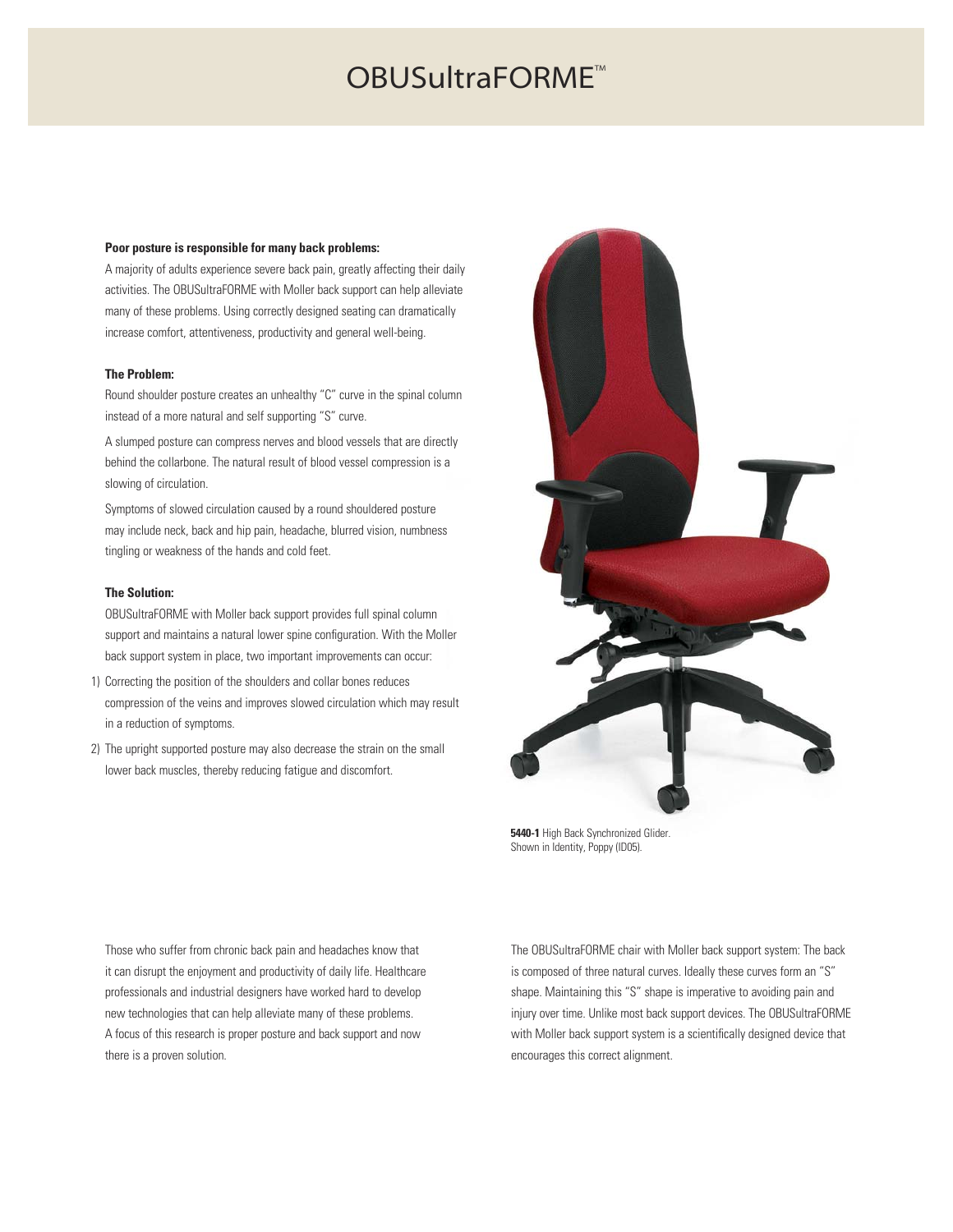# OBUSultraFORME™

**Poor posture is responsible for many back problems:**

A majority of adults experience severe back pain, greatly affecting their daily activities. The OBUSultraFORME with Moller back support can help alleviate many of these problems. Using correctly designed seating can dramatically increase comfort, attentiveness, productivity and general well-being.

**The Problem:**

Round shoulder posture creates an unhealthy "C" curve in the spinal column instead of a more natural and self supporting "S" curve.

A slumped posture can compress nerves and blood vessels that are directly behind the collarbone. The natural result of blood vessel compression is a slowing of circulation.

Symptoms of slowed circulation caused by a round shouldered posture may include neck, back and hip pain, headache, blurred vision, numbness tingling or weakness of the hands and cold feet.

**The Solution:**

OBUSultraFORME with Moller back support provides full spinal column support and maintains a natural lower spine configuration. With the Moller back support system in place, two important improvements can occur:

1) Correcting the position of the shoulders and collar bones reduces compression of the veins and improves slowed circulation which may result in a reduction of symptoms.
2) The upright supported posture may also decrease the strain on the small lower back muscles, thereby reducing fatigue and discomfort.

**5440-1** High Back Synchronized Glider. Shown in Identity, Poppy (ID05).

Those who suffer from chronic back pain and headaches know that it can disrupt the enjoyment and productivity of daily life. Healthcare professionals and industrial designers have worked hard to develop new technologies that can help alleviate many of these problems. A focus of this research is proper posture and back support and now there is a proven solution.

The OBUSultraFORME chair with Moller back support system: The back is composed of three natural curves. Ideally these curves form an "S" shape. Maintaining this "S" shape is imperative to avoiding pain and injury over time. Unlike most back support devices. The OBUSultraFORME with Moller back support system is a scientifically designed device that encourages this correct alignment.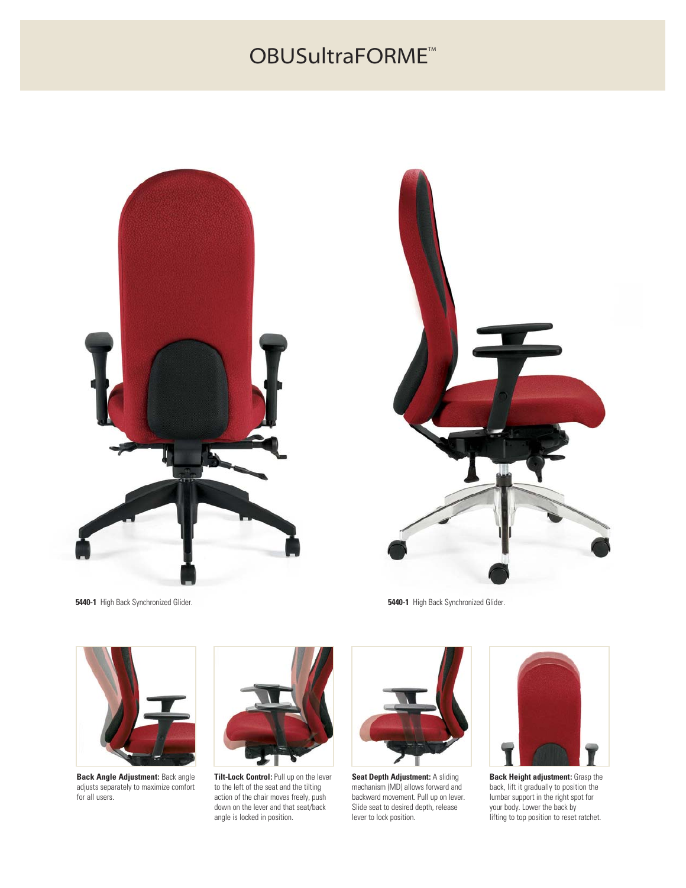# OBUSultraFORME™

**5440-1** High Back Synchronized Glider.

**5440-1** High Back Synchronized Glider.

**Back Angle Adjustment:** Back angle adjusts separately to maximize comfort for all users.

**Tilt-Lock Control:** Pull up on the lever to the left of the seat and the tilting action of the chair moves freely, push down on the lever and that seat/back angle is locked in position.

**Seat Depth Adjustment:** A sliding mechanism (MD) allows forward and backward movement. Pull up on lever. Slide seat to desired depth, release lever to lock position.

**Back Height adjustment:** Grasp the back, lift it gradually to position the lumbar support in the right spot for your body. Lower the back by lifting to top position to reset ratchet.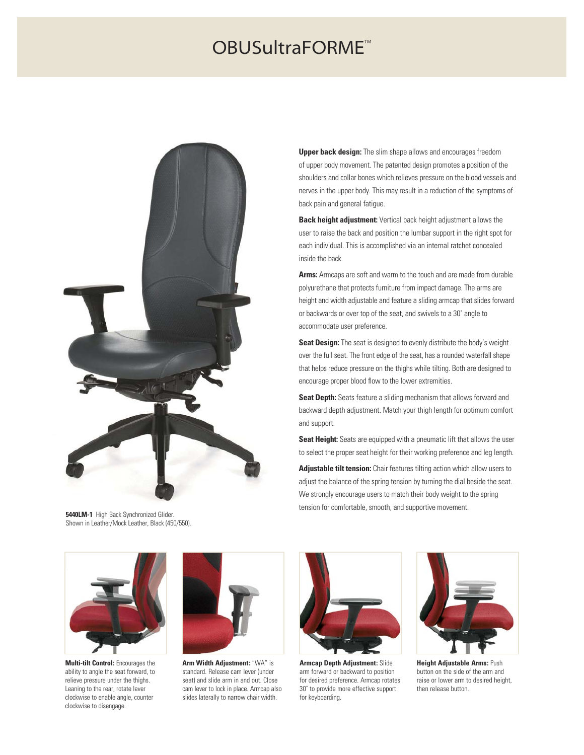# OBUSultraFORME™

**5440LM-1** High Back Synchronized Glider.
Shown in Leather/Mock Leather, Black (450/550).

**Upper back design:** The slim shape allows and encourages freedom of upper body movement. The patented design promotes a position of the shoulders and collar bones which relieves pressure on the blood vessels and nerves in the upper body. This may result in a reduction of the symptoms of back pain and general fatigue.

**Back height adjustment:** Vertical back height adjustment allows the user to raise the back and position the lumbar support in the right spot for each individual. This is accomplished via an internal ratchet concealed inside the back.

**Arms:** Armcaps are soft and warm to the touch and are made from durable polyurethane that protects furniture from impact damage. The arms are height and width adjustable and feature a sliding armcap that slides forward or backwards or over top of the seat, and swivels to a 30˚ angle to accommodate user preference.

**Seat Design:** The seat is designed to evenly distribute the body's weight over the full seat. The front edge of the seat, has a rounded waterfall shape that helps reduce pressure on the thighs while tilting. Both are designed to encourage proper blood flow to the lower extremities.

**Seat Depth:** Seats feature a sliding mechanism that allows forward and backward depth adjustment. Match your thigh length for optimum comfort and support.

**Seat Height:** Seats are equipped with a pneumatic lift that allows the user to select the proper seat height for their working preference and leg length.

**Adjustable tilt tension:** Chair features tilting action which allow users to adjust the balance of the spring tension by turning the dial beside the seat. We strongly encourage users to match their body weight to the spring tension for comfortable, smooth, and supportive movement.

**Multi-tilt Control:** Encourages the ability to angle the seat forward, to relieve pressure under the thighs. Leaning to the rear, rotate lever clockwise to enable angle, counter clockwise to disengage.

**Arm Width Adjustment:** "WA" is standard. Release cam lever (under seat) and slide arm in and out. Close cam lever to lock in place. Armcap also slides laterally to narrow chair width.

**Armcap Depth Adjustment:** Slide arm forward or backward to position for desired preference. Armcap rotates 30˚ to provide more effective support for keyboarding.

**Height Adjustable Arms:** Push button on the side of the arm and raise or lower arm to desired height, then release button.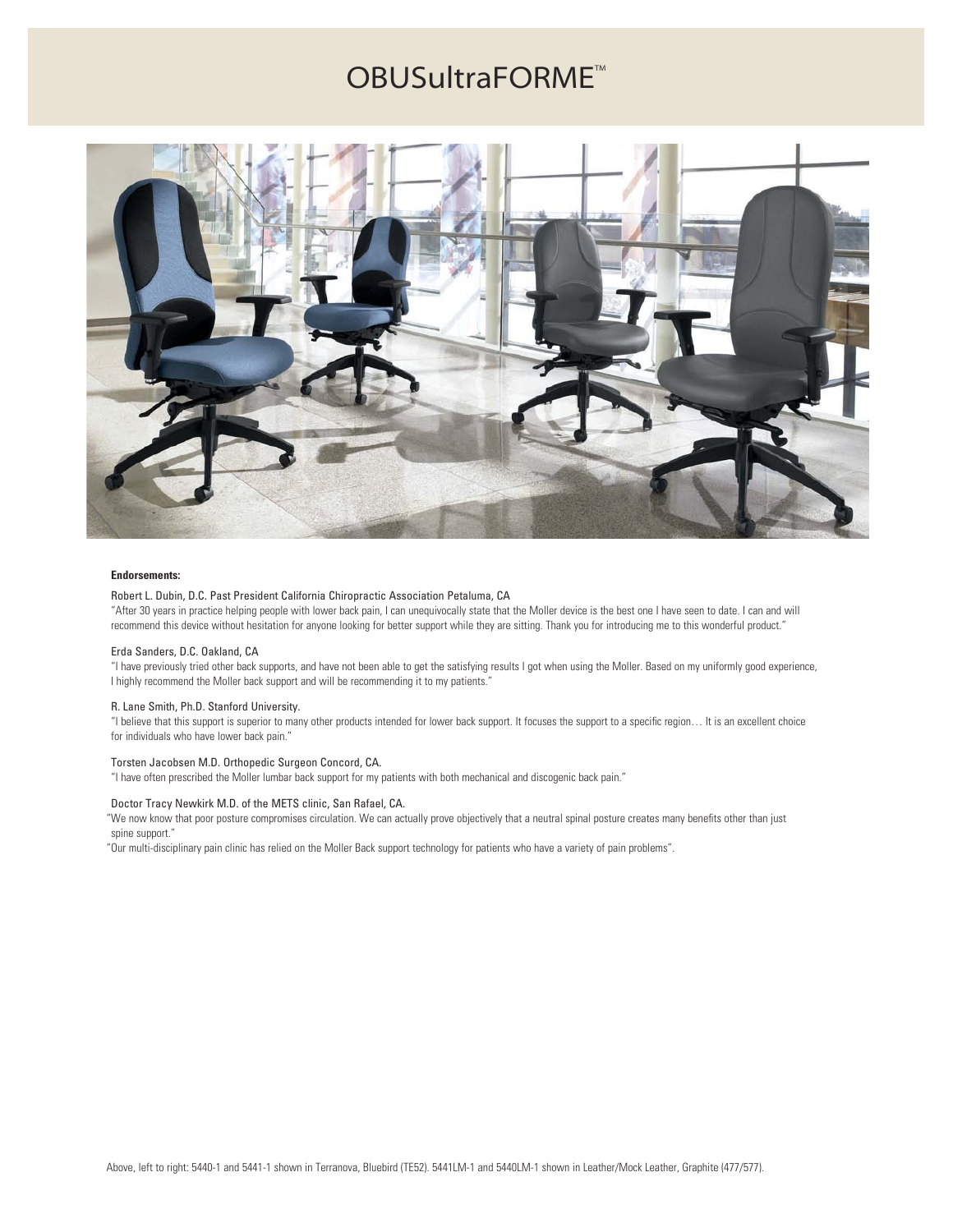# OBUSultraFORME™

**Endorsements:**

Robert L. Dubin, D.C. Past President California Chiropractic Association Petaluma, CA

"After 30 years in practice helping people with lower back pain, I can unequivocally state that the Moller device is the best one I have seen to date. I can and will recommend this device without hesitation for anyone looking for better support while they are sitting. Thank you for introducing me to this wonderful product."

Erda Sanders, D.C. Oakland, CA

"I have previously tried other back supports, and have not been able to get the satisfying results I got when using the Moller. Based on my uniformly good experience, I highly recommend the Moller back support and will be recommending it to my patients."

R. Lane Smith, Ph.D. Stanford University.

"I believe that this support is superior to many other products intended for lower back support. It focuses the support to a specific region… It is an excellent choice for individuals who have lower back pain."

Torsten Jacobsen M.D. Orthopedic Surgeon Concord, CA.

"I have often prescribed the Moller lumbar back support for my patients with both mechanical and discogenic back pain."

Doctor Tracy Newkirk M.D. of the METS clinic, San Rafael, CA.

"We now know that poor posture compromises circulation. We can actually prove objectively that a neutral spinal posture creates many benefits other than just spine support."

"Our multi-disciplinary pain clinic has relied on the Moller Back support technology for patients who have a variety of pain problems".

Above, left to right: 5440-1 and 5441-1 shown in Terranova, Bluebird (TE52). 5441LM-1 and 5440LM-1 shown in Leather/Mock Leather, Graphite (477/577).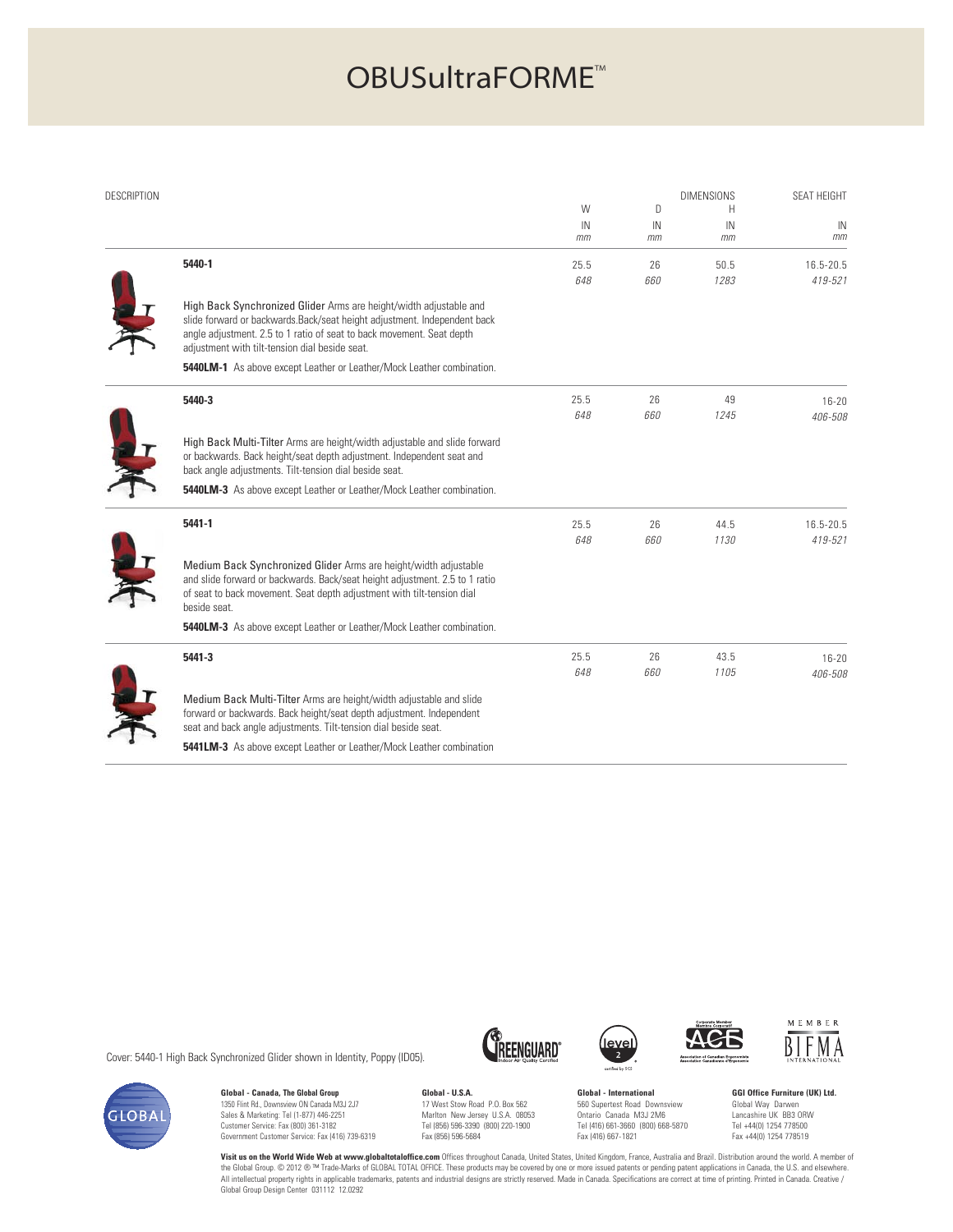# OBUSultraFORME™

| DESCRIPTION | W IN *mm* | D IN *mm* | DIMENSIONS H IN *mm* | SEAT HEIGHT IN *mm* |
|---|---|---|---|---|
| **5440-1**<br><br>High Back Synchronized Glider Arms are height/width adjustable and slide forward or backwards.Back/seat height adjustment. Independent back angle adjustment. 2.5 to 1 ratio of seat to back movement. Seat depth adjustment with tilt-tension dial beside seat.<br><br>**5440LM-1** As above except Leather or Leather/Mock Leather combination. | 25.5<br>*648* | 26<br>*660* | 50.5<br>*1283* | 16.5-20.5<br>*419-521* |
| **5440-3**<br><br>High Back Multi-Tilter Arms are height/width adjustable and slide forward or backwards. Back height/seat depth adjustment. Independent seat and back angle adjustments. Tilt-tension dial beside seat.<br><br>**5440LM-3** As above except Leather or Leather/Mock Leather combination. | 25.5<br>*648* | 26<br>*660* | 49<br>*1245* | 16-20<br>*406-508* |
| **5441-1**<br><br>Medium Back Synchronized Glider Arms are height/width adjustable and slide forward or backwards. Back/seat height adjustment. 2.5 to 1 ratio of seat to back movement. Seat depth adjustment with tilt-tension dial beside seat.<br><br>**5440LM-3** As above except Leather or Leather/Mock Leather combination. | 25.5<br>*648* | 26<br>*660* | 44.5<br>*1130* | 16.5-20.5<br>*419-521* |
| **5441-3**<br><br>Medium Back Multi-Tilter Arms are height/width adjustable and slide forward or backwards. Back height/seat depth adjustment. Independent seat and back angle adjustments. Tilt-tension dial beside seat.<br><br>**5441LM-3** As above except Leather or Leather/Mock Leather combination | 25.5<br>*648* | 26<br>*660* | 43.5<br>*1105* | 16-20<br>*406-508* |

Cover: 5440-1 High Back Synchronized Glider shown in Identity, Poppy (ID05).

**Global - Canada, The Global Group**
1350 Flint Rd., Downsview ON Canada M3J 2J7
Sales & Marketing: Tel (1-877) 446-2251
Customer Service: Fax (800) 361-3182
Government Customer Service: Fax (416) 739-6319

**Global - U.S.A.**
17 West Stow Road P.O. Box 562
Marlton New Jersey U.S.A. 08053
Tel (856) 596-3390 (800) 220-1900
Fax (856) 596-5684

**Global - International**
560 Supertest Road Downsview
Ontario Canada M3J 2M6
Tel (416) 661-3660 (800) 668-5870
Fax (416) 667-1821

**GGI Office Furniture (UK) Ltd.**
Global Way Darwen
Lancashire UK BB3 0RW
Tel +44(0) 1254 778500
Fax +44(0) 1254 778519

**Visit us on the World Wide Web at www.globaltotaloffice.com** Offices throughout Canada, United States, United Kingdom, France, Australia and Brazil. Distribution around the world. A member of the Global Group. © 2012 ® ™ Trade-Marks of GLOBAL TOTAL OFFICE. These products may be covered by one or more issued patents or pending patent applications in Canada, the U.S. and elsewhere. All intellectual property rights in applicable trademarks, patents and industrial designs are strictly reserved. Made in Canada. Specifications are correct at time of printing. Printed in Canada. Creative / Global Group Design Center 031112 12.0292